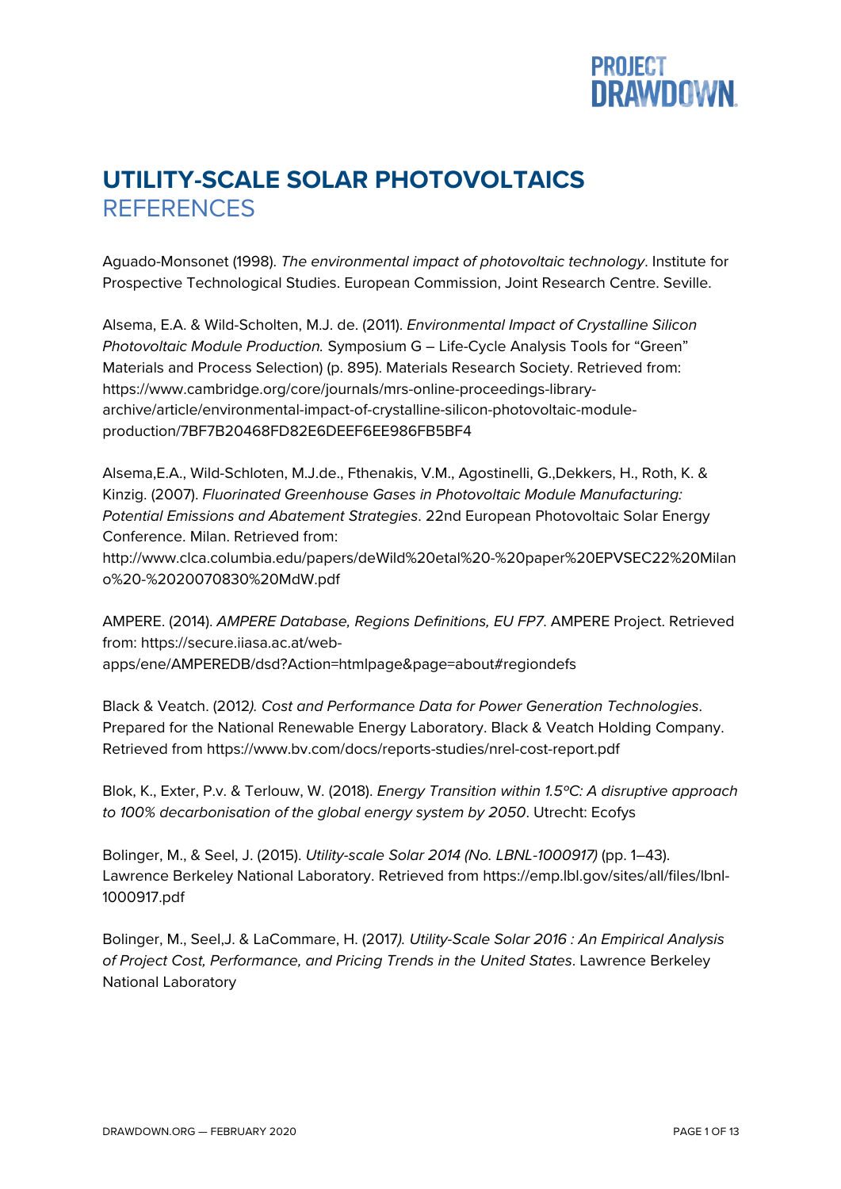# UTILITY-SCALE SOLAR PHOTOVOLTAICS
## REFERENCES

Aguado-Monsonet (1998). *The environmental impact of photovoltaic technology*. Institute for Prospective Technological Studies. European Commission, Joint Research Centre. Seville.

Alsema, E.A. & Wild-Scholten, M.J. de. (2011). *Environmental Impact of Crystalline Silicon Photovoltaic Module Production.* Symposium G – Life-Cycle Analysis Tools for "Green" Materials and Process Selection) (p. 895). Materials Research Society. Retrieved from: https://www.cambridge.org/core/journals/mrs-online-proceedings-library-archive/article/environmental-impact-of-crystalline-silicon-photovoltaic-module-production/7BF7B20468FD82E6DEEF6EE986FB5BF4

Alsema,E.A., Wild-Schloten, M.J.de., Fthenakis, V.M., Agostinelli, G.,Dekkers, H., Roth, K. & Kinzig. (2007). *Fluorinated Greenhouse Gases in Photovoltaic Module Manufacturing: Potential Emissions and Abatement Strategies*. 22nd European Photovoltaic Solar Energy Conference. Milan. Retrieved from: http://www.clca.columbia.edu/papers/deWild%20etal%20-%20paper%20EPVSEC22%20Milano%20-%2020070830%20MdW.pdf

AMPERE. (2014). *AMPERE Database, Regions Definitions, EU FP7*. AMPERE Project. Retrieved from: https://secure.iiasa.ac.at/web-apps/ene/AMPEREDB/dsd?Action=htmlpage&page=about#regiondefs

Black & Veatch. (2012*). Cost and Performance Data for Power Generation Technologies*. Prepared for the National Renewable Energy Laboratory. Black & Veatch Holding Company. Retrieved from https://www.bv.com/docs/reports-studies/nrel-cost-report.pdf

Blok, K., Exter, P.v. & Terlouw, W. (2018). *Energy Transition within 1.5ºC: A disruptive approach to 100% decarbonisation of the global energy system by 2050*. Utrecht: Ecofys

Bolinger, M., & Seel, J. (2015). *Utility-scale Solar 2014 (No. LBNL-1000917)* (pp. 1–43). Lawrence Berkeley National Laboratory. Retrieved from https://emp.lbl.gov/sites/all/files/lbnl-1000917.pdf

Bolinger, M., Seel,J. & LaCommare, H. (2017*). Utility-Scale Solar 2016 : An Empirical Analysis of Project Cost, Performance, and Pricing Trends in the United States*. Lawrence Berkeley National Laboratory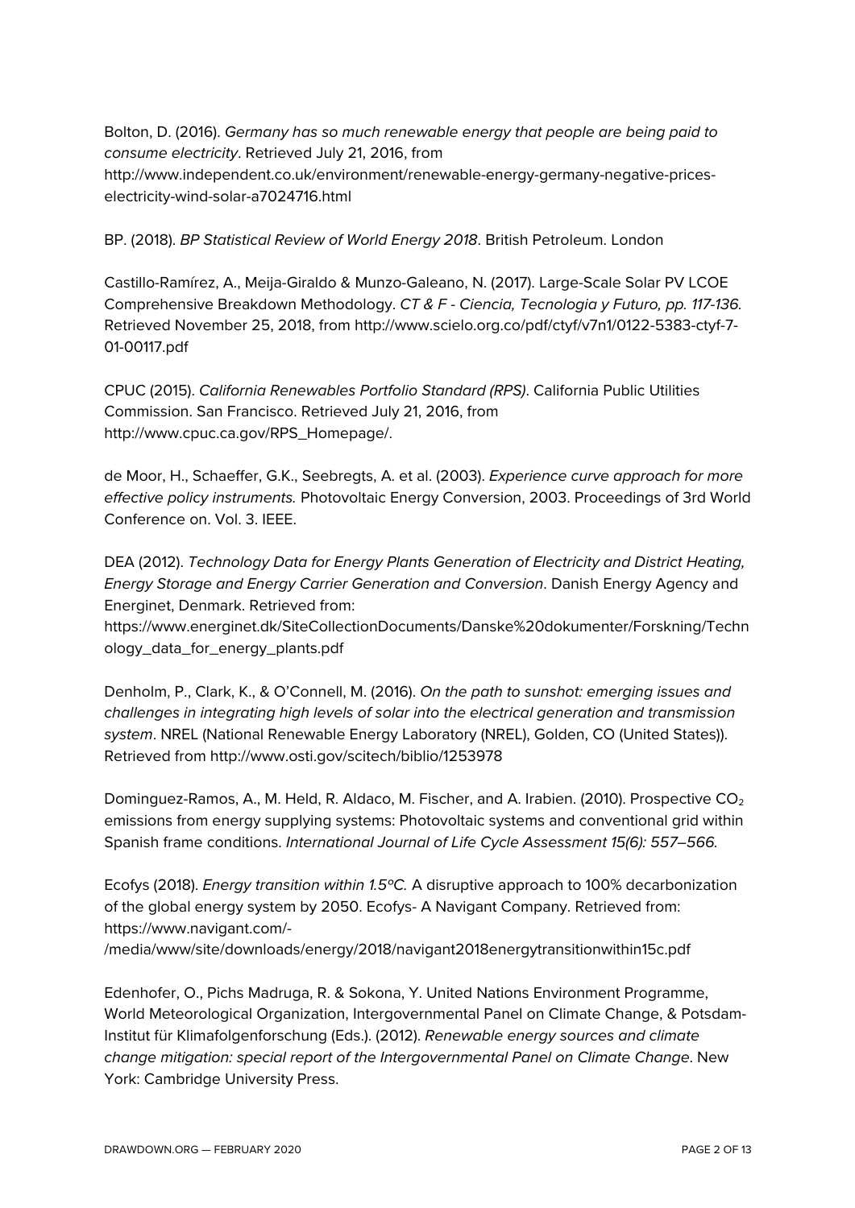Bolton, D. (2016). *Germany has so much renewable energy that people are being paid to consume electricity*. Retrieved July 21, 2016, from http://www.independent.co.uk/environment/renewable-energy-germany-negative-prices-electricity-wind-solar-a7024716.html

BP. (2018). *BP Statistical Review of World Energy 2018*. British Petroleum. London

Castillo-Ramírez, A., Meija-Giraldo & Munzo-Galeano, N. (2017). Large-Scale Solar PV LCOE Comprehensive Breakdown Methodology. *CT & F - Ciencia, Tecnologia y Futuro, pp. 117-136*. Retrieved November 25, 2018, from http://www.scielo.org.co/pdf/ctyf/v7n1/0122-5383-ctyf-7-01-00117.pdf

CPUC (2015). *California Renewables Portfolio Standard (RPS)*. California Public Utilities Commission. San Francisco. Retrieved July 21, 2016, from http://www.cpuc.ca.gov/RPS_Homepage/.

de Moor, H., Schaeffer, G.K., Seebregts, A. et al. (2003). *Experience curve approach for more effective policy instruments.* Photovoltaic Energy Conversion, 2003. Proceedings of 3rd World Conference on. Vol. 3. IEEE.

DEA (2012). *Technology Data for Energy Plants Generation of Electricity and District Heating, Energy Storage and Energy Carrier Generation and Conversion*. Danish Energy Agency and Energinet, Denmark. Retrieved from: https://www.energinet.dk/SiteCollectionDocuments/Danske%20dokumenter/Forskning/Technology_data_for_energy_plants.pdf

Denholm, P., Clark, K., & O'Connell, M. (2016). *On the path to sunshot: emerging issues and challenges in integrating high levels of solar into the electrical generation and transmission system*. NREL (National Renewable Energy Laboratory (NREL), Golden, CO (United States)). Retrieved from http://www.osti.gov/scitech/biblio/1253978

Dominguez-Ramos, A., M. Held, R. Aldaco, M. Fischer, and A. Irabien. (2010). Prospective $CO_2$ emissions from energy supplying systems: Photovoltaic systems and conventional grid within Spanish frame conditions. *International Journal of Life Cycle Assessment 15(6): 557–566.*

Ecofys (2018). *Energy transition within 1.5°C.* A disruptive approach to 100% decarbonization of the global energy system by 2050. Ecofys- A Navigant Company. Retrieved from: https://www.navigant.com/-/media/www/site/downloads/energy/2018/navigant2018energytransitionwithin15c.pdf

Edenhofer, O., Pichs Madruga, R. & Sokona, Y. United Nations Environment Programme, World Meteorological Organization, Intergovernmental Panel on Climate Change, & Potsdam-Institut für Klimafolgenforschung (Eds.). (2012). *Renewable energy sources and climate change mitigation: special report of the Intergovernmental Panel on Climate Change*. New York: Cambridge University Press.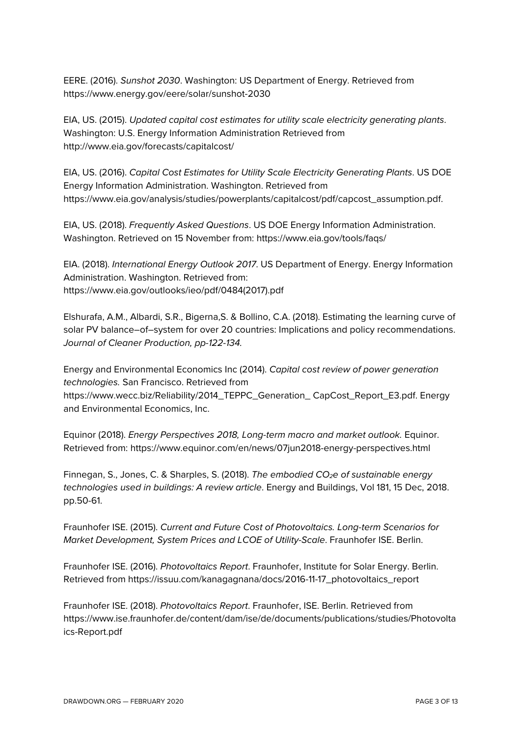EERE. (2016). *Sunshot 2030*. Washington: US Department of Energy. Retrieved from https://www.energy.gov/eere/solar/sunshot-2030

EIA, US. (2015). *Updated capital cost estimates for utility scale electricity generating plants*. Washington: U.S. Energy Information Administration Retrieved from http://www.eia.gov/forecasts/capitalcost/

EIA, US. (2016). *Capital Cost Estimates for Utility Scale Electricity Generating Plants*. US DOE Energy Information Administration. Washington. Retrieved from https://www.eia.gov/analysis/studies/powerplants/capitalcost/pdf/capcost_assumption.pdf.

EIA, US. (2018). *Frequently Asked Questions*. US DOE Energy Information Administration. Washington. Retrieved on 15 November from: https://www.eia.gov/tools/faqs/

EIA. (2018). *International Energy Outlook 2017*. US Department of Energy. Energy Information Administration. Washington. Retrieved from: https://www.eia.gov/outlooks/ieo/pdf/0484(2017).pdf

Elshurafa, A.M., Albardi, S.R., Bigerna,S. & Bollino, C.A. (2018). Estimating the learning curve of solar PV balance–of–system for over 20 countries: Implications and policy recommendations. *Journal of Cleaner Production, pp-122-134.*

Energy and Environmental Economics Inc (2014). *Capital cost review of power generation technologies.* San Francisco. Retrieved from https://www.wecc.biz/Reliability/2014_TEPPC_Generation_ CapCost_Report_E3.pdf. Energy and Environmental Economics, Inc.

Equinor (2018). *Energy Perspectives 2018, Long-term macro and market outlook.* Equinor. Retrieved from: https://www.equinor.com/en/news/07jun2018-energy-perspectives.html

Finnegan, S., Jones, C. & Sharples, S. (2018). *The embodied $CO_2e$ of sustainable energy technologies used in buildings: A review article*. Energy and Buildings, Vol 181, 15 Dec, 2018. pp.50-61.

Fraunhofer ISE. (2015). *Current and Future Cost of Photovoltaics. Long-term Scenarios for Market Development, System Prices and LCOE of Utility-Scale*. Fraunhofer ISE. Berlin.

Fraunhofer ISE. (2016). *Photovoltaics Report*. Fraunhofer, Institute for Solar Energy. Berlin. Retrieved from https://issuu.com/kanagagnana/docs/2016-11-17_photovoltaics_report

Fraunhofer ISE. (2018). *Photovoltaics Report*. Fraunhofer, ISE. Berlin. Retrieved from https://www.ise.fraunhofer.de/content/dam/ise/de/documents/publications/studies/Photovoltaics-Report.pdf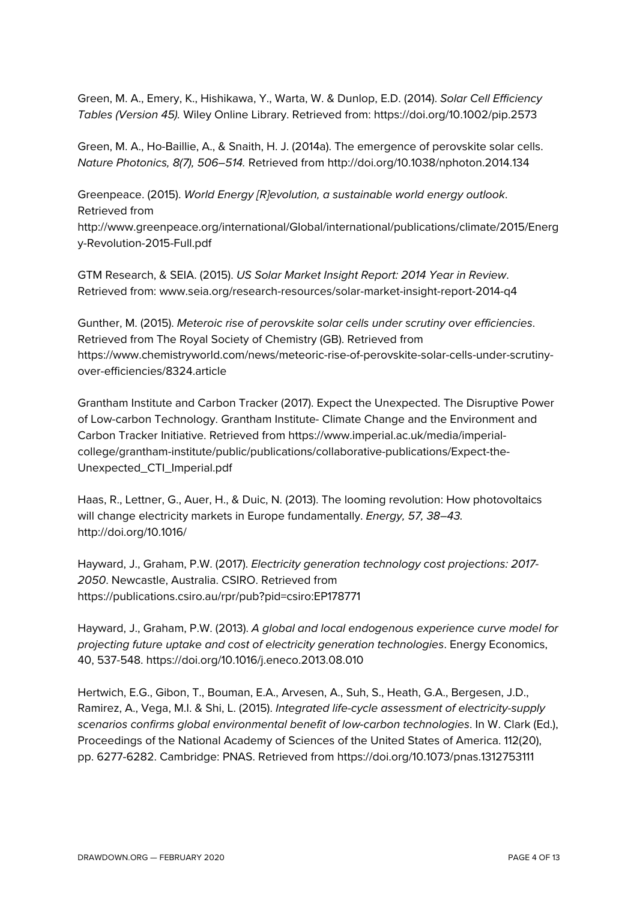Green, M. A., Emery, K., Hishikawa, Y., Warta, W. & Dunlop, E.D. (2014). *Solar Cell Efficiency Tables (Version 45).* Wiley Online Library. Retrieved from: https://doi.org/10.1002/pip.2573

Green, M. A., Ho-Baillie, A., & Snaith, H. J. (2014a). The emergence of perovskite solar cells. *Nature Photonics, 8(7), 506–514.* Retrieved from http://doi.org/10.1038/nphoton.2014.134

Greenpeace. (2015). *World Energy [R]evolution, a sustainable world energy outlook*. Retrieved from http://www.greenpeace.org/international/Global/international/publications/climate/2015/Energy-Revolution-2015-Full.pdf

GTM Research, & SEIA. (2015). *US Solar Market Insight Report: 2014 Year in Review*. Retrieved from: www.seia.org/research-resources/solar-market-insight-report-2014-q4

Gunther, M. (2015). *Meteroic rise of perovskite solar cells under scrutiny over efficiencies*. Retrieved from The Royal Society of Chemistry (GB). Retrieved from https://www.chemistryworld.com/news/meteoric-rise-of-perovskite-solar-cells-under-scrutiny-over-efficiencies/8324.article

Grantham Institute and Carbon Tracker (2017). Expect the Unexpected. The Disruptive Power of Low-carbon Technology. Grantham Institute- Climate Change and the Environment and Carbon Tracker Initiative. Retrieved from https://www.imperial.ac.uk/media/imperial-college/grantham-institute/public/publications/collaborative-publications/Expect-the-Unexpected_CTI_Imperial.pdf

Haas, R., Lettner, G., Auer, H., & Duic, N. (2013). The looming revolution: How photovoltaics will change electricity markets in Europe fundamentally. *Energy, 57, 38–43.* http://doi.org/10.1016/

Hayward, J., Graham, P.W. (2017). *Electricity generation technology cost projections: 2017-2050*. Newcastle, Australia. CSIRO. Retrieved from https://publications.csiro.au/rpr/pub?pid=csiro:EP178771

Hayward, J., Graham, P.W. (2013). *A global and local endogenous experience curve model for projecting future uptake and cost of electricity generation technologies*. Energy Economics, 40, 537-548. https://doi.org/10.1016/j.eneco.2013.08.010

Hertwich, E.G., Gibon, T., Bouman, E.A., Arvesen, A., Suh, S., Heath, G.A., Bergesen, J.D., Ramirez, A., Vega, M.I. & Shi, L. (2015). *Integrated life-cycle assessment of electricity-supply scenarios confirms global environmental benefit of low-carbon technologies*. In W. Clark (Ed.), Proceedings of the National Academy of Sciences of the United States of America. 112(20), pp. 6277-6282. Cambridge: PNAS. Retrieved from https://doi.org/10.1073/pnas.1312753111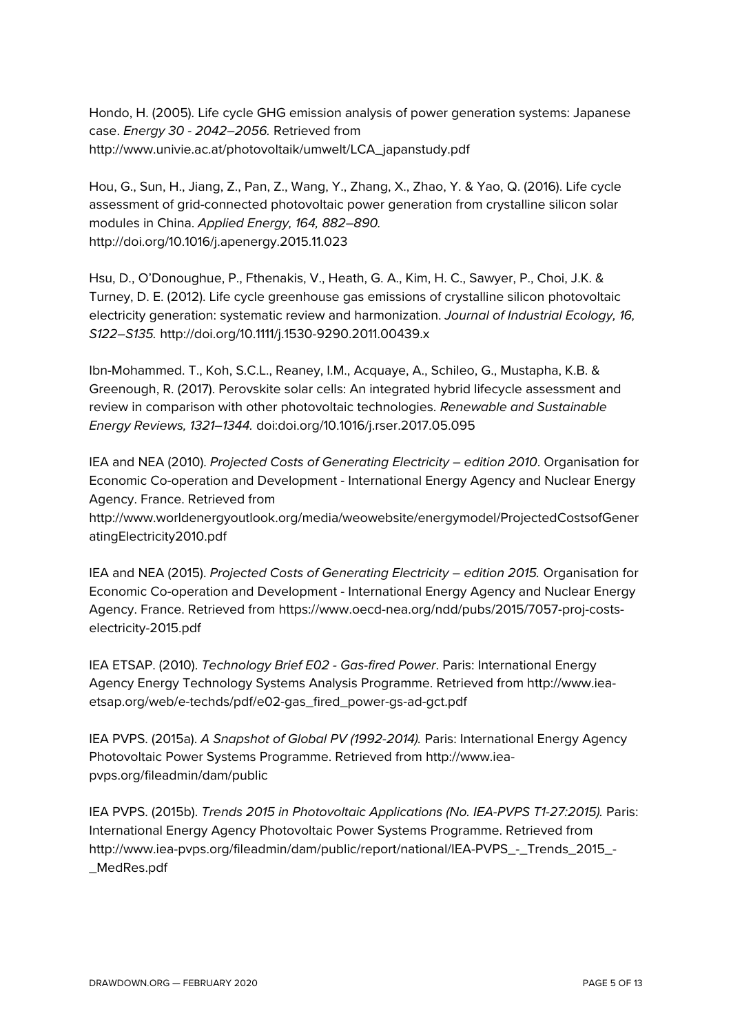Hondo, H. (2005). Life cycle GHG emission analysis of power generation systems: Japanese case. *Energy 30 - 2042–2056.* Retrieved from http://www.univie.ac.at/photovoltaik/umwelt/LCA_japanstudy.pdf

Hou, G., Sun, H., Jiang, Z., Pan, Z., Wang, Y., Zhang, X., Zhao, Y. & Yao, Q. (2016). Life cycle assessment of grid-connected photovoltaic power generation from crystalline silicon solar modules in China. *Applied Energy, 164, 882–890.* http://doi.org/10.1016/j.apenergy.2015.11.023

Hsu, D., O'Donoughue, P., Fthenakis, V., Heath, G. A., Kim, H. C., Sawyer, P., Choi, J.K. & Turney, D. E. (2012). Life cycle greenhouse gas emissions of crystalline silicon photovoltaic electricity generation: systematic review and harmonization. *Journal of Industrial Ecology, 16, S122–S135.* http://doi.org/10.1111/j.1530-9290.2011.00439.x

Ibn-Mohammed. T., Koh, S.C.L., Reaney, I.M., Acquaye, A., Schileo, G., Mustapha, K.B. & Greenough, R. (2017). Perovskite solar cells: An integrated hybrid lifecycle assessment and review in comparison with other photovoltaic technologies. *Renewable and Sustainable Energy Reviews, 1321–1344.* doi:doi.org/10.1016/j.rser.2017.05.095

IEA and NEA (2010). *Projected Costs of Generating Electricity – edition 2010*. Organisation for Economic Co-operation and Development - International Energy Agency and Nuclear Energy Agency. France. Retrieved from http://www.worldenergyoutlook.org/media/weowebsite/energymodel/ProjectedCostsofGeneratingElectricity2010.pdf

IEA and NEA (2015). *Projected Costs of Generating Electricity – edition 2015.* Organisation for Economic Co-operation and Development - International Energy Agency and Nuclear Energy Agency. France. Retrieved from https://www.oecd-nea.org/ndd/pubs/2015/7057-proj-costs-electricity-2015.pdf

IEA ETSAP. (2010). *Technology Brief E02 - Gas-fired Power*. Paris: International Energy Agency Energy Technology Systems Analysis Programme. Retrieved from http://www.iea-etsap.org/web/e-techds/pdf/e02-gas_fired_power-gs-ad-gct.pdf

IEA PVPS. (2015a). *A Snapshot of Global PV (1992-2014).* Paris: International Energy Agency Photovoltaic Power Systems Programme. Retrieved from http://www.iea-pvps.org/fileadmin/dam/public

IEA PVPS. (2015b). *Trends 2015 in Photovoltaic Applications (No. IEA-PVPS T1-27:2015).* Paris: International Energy Agency Photovoltaic Power Systems Programme. Retrieved from http://www.iea-pvps.org/fileadmin/dam/public/report/national/IEA-PVPS_-_Trends_2015_-_MedRes.pdf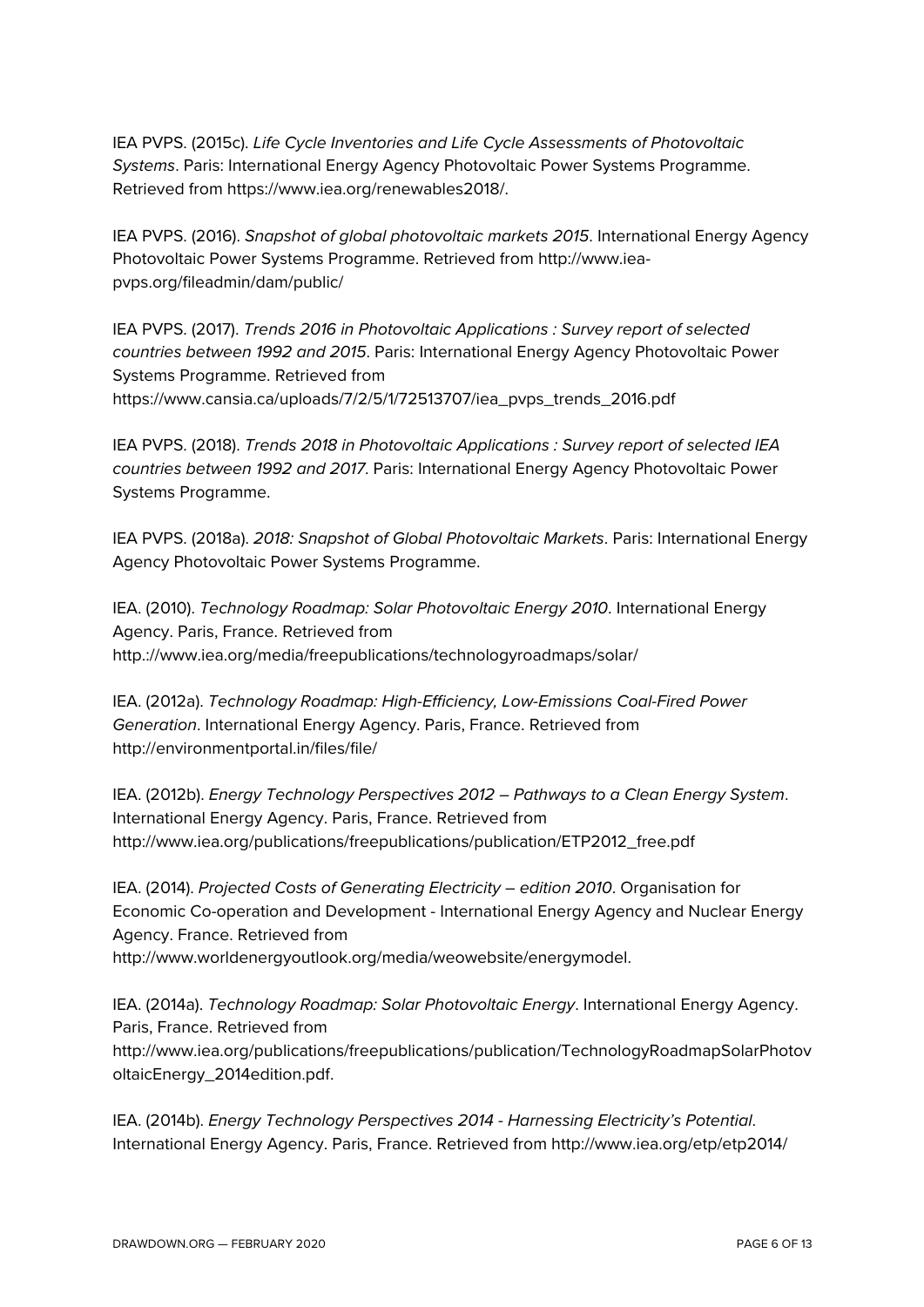IEA PVPS. (2015c). *Life Cycle Inventories and Life Cycle Assessments of Photovoltaic Systems*. Paris: International Energy Agency Photovoltaic Power Systems Programme. Retrieved from https://www.iea.org/renewables2018/.

IEA PVPS. (2016). *Snapshot of global photovoltaic markets 2015*. International Energy Agency Photovoltaic Power Systems Programme. Retrieved from http://www.iea-pvps.org/fileadmin/dam/public/

IEA PVPS. (2017). *Trends 2016 in Photovoltaic Applications : Survey report of selected countries between 1992 and 2015*. Paris: International Energy Agency Photovoltaic Power Systems Programme. Retrieved from https://www.cansia.ca/uploads/7/2/5/1/72513707/iea_pvps_trends_2016.pdf

IEA PVPS. (2018). *Trends 2018 in Photovoltaic Applications : Survey report of selected IEA countries between 1992 and 2017*. Paris: International Energy Agency Photovoltaic Power Systems Programme.

IEA PVPS. (2018a). *2018: Snapshot of Global Photovoltaic Markets*. Paris: International Energy Agency Photovoltaic Power Systems Programme.

IEA. (2010). *Technology Roadmap: Solar Photovoltaic Energy 2010*. International Energy Agency. Paris, France. Retrieved from http.://www.iea.org/media/freepublications/technologyroadmaps/solar/

IEA. (2012a). *Technology Roadmap: High-Efficiency, Low-Emissions Coal-Fired Power Generation*. International Energy Agency. Paris, France. Retrieved from http://environmentportal.in/files/file/

IEA. (2012b). *Energy Technology Perspectives 2012 – Pathways to a Clean Energy System*. International Energy Agency. Paris, France. Retrieved from http://www.iea.org/publications/freepublications/publication/ETP2012_free.pdf

IEA. (2014). *Projected Costs of Generating Electricity – edition 2010*. Organisation for Economic Co-operation and Development - International Energy Agency and Nuclear Energy Agency. France. Retrieved from http://www.worldenergyoutlook.org/media/weowebsite/energymodel.

IEA. (2014a). *Technology Roadmap: Solar Photovoltaic Energy*. International Energy Agency. Paris, France. Retrieved from http://www.iea.org/publications/freepublications/publication/TechnologyRoadmapSolarPhotovoltaicEnergy_2014edition.pdf.

IEA. (2014b). *Energy Technology Perspectives 2014 - Harnessing Electricity's Potential*. International Energy Agency. Paris, France. Retrieved from http://www.iea.org/etp/etp2014/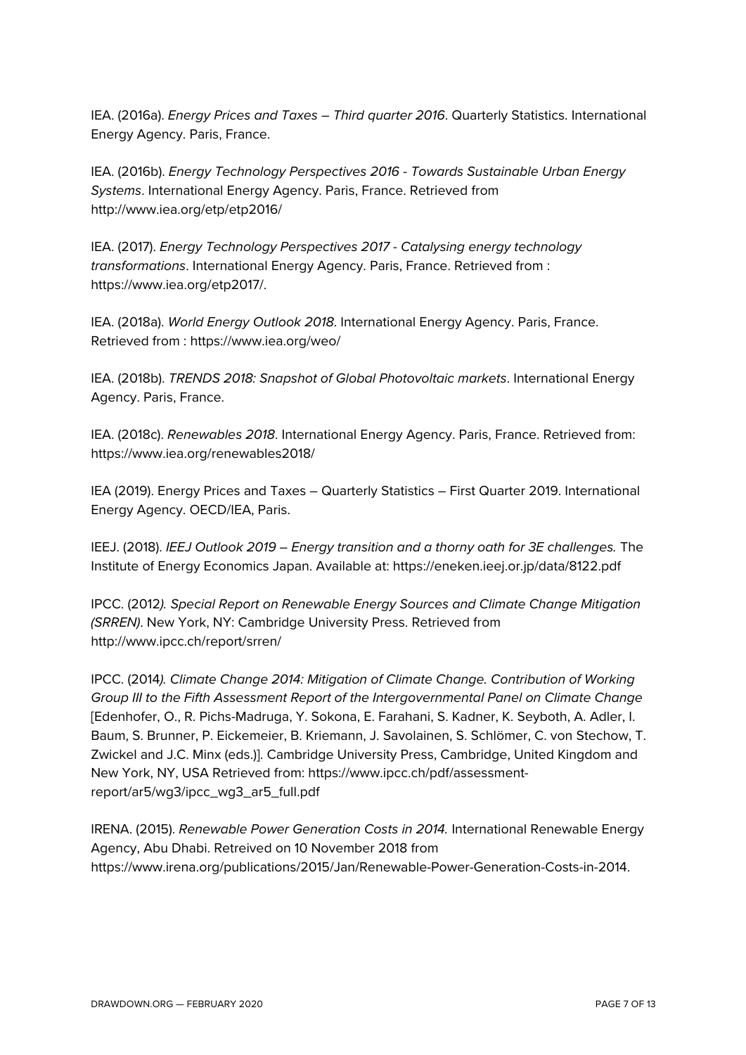IEA. (2016a). *Energy Prices and Taxes – Third quarter 2016*. Quarterly Statistics. International Energy Agency. Paris, France.

IEA. (2016b). *Energy Technology Perspectives 2016 - Towards Sustainable Urban Energy Systems*. International Energy Agency. Paris, France. Retrieved from http://www.iea.org/etp/etp2016/

IEA. (2017). *Energy Technology Perspectives 2017 - Catalysing energy technology transformations*. International Energy Agency. Paris, France. Retrieved from : https://www.iea.org/etp2017/.

IEA. (2018a). *World Energy Outlook 2018*. International Energy Agency. Paris, France. Retrieved from : https://www.iea.org/weo/

IEA. (2018b). *TRENDS 2018: Snapshot of Global Photovoltaic markets*. International Energy Agency. Paris, France.

IEA. (2018c). *Renewables 2018*. International Energy Agency. Paris, France. Retrieved from: https://www.iea.org/renewables2018/

IEA (2019). Energy Prices and Taxes – Quarterly Statistics – First Quarter 2019. International Energy Agency. OECD/IEA, Paris.

IEEJ. (2018). *IEEJ Outlook 2019 – Energy transition and a thorny oath for 3E challenges.* The Institute of Energy Economics Japan. Available at: https://eneken.ieej.or.jp/data/8122.pdf

IPCC. (2012*). Special Report on Renewable Energy Sources and Climate Change Mitigation (SRREN)*. New York, NY: Cambridge University Press. Retrieved from http://www.ipcc.ch/report/srren/

IPCC. (2014*). Climate Change 2014: Mitigation of Climate Change. Contribution of Working Group III to the Fifth Assessment Report of the Intergovernmental Panel on Climate Change* [Edenhofer, O., R. Pichs-Madruga, Y. Sokona, E. Farahani, S. Kadner, K. Seyboth, A. Adler, I. Baum, S. Brunner, P. Eickemeier, B. Kriemann, J. Savolainen, S. Schlömer, C. von Stechow, T. Zwickel and J.C. Minx (eds.)]. Cambridge University Press, Cambridge, United Kingdom and New York, NY, USA Retrieved from: https://www.ipcc.ch/pdf/assessment-report/ar5/wg3/ipcc_wg3_ar5_full.pdf

IRENA. (2015). *Renewable Power Generation Costs in 2014.* International Renewable Energy Agency, Abu Dhabi. Retreived on 10 November 2018 from https://www.irena.org/publications/2015/Jan/Renewable-Power-Generation-Costs-in-2014.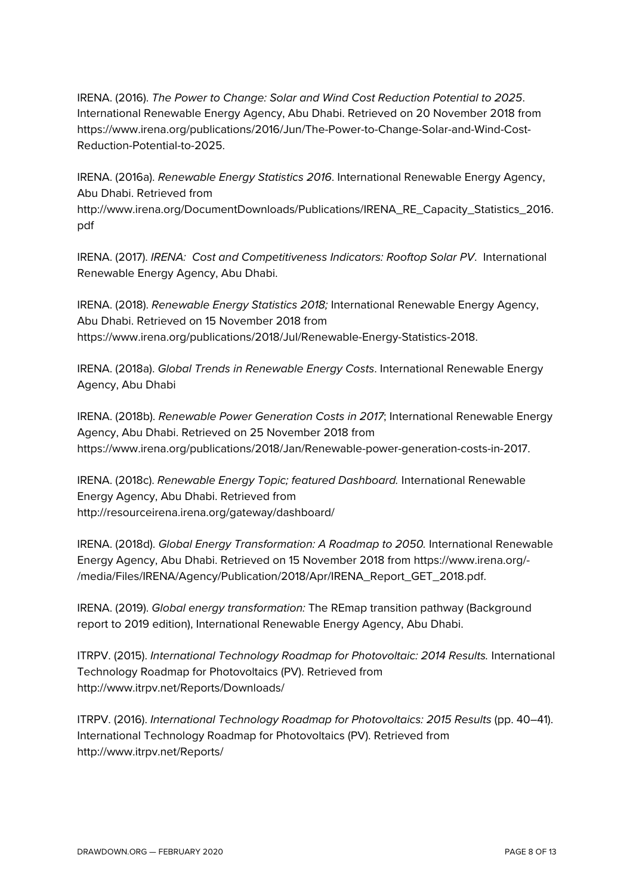IRENA. (2016). *The Power to Change: Solar and Wind Cost Reduction Potential to 2025*. International Renewable Energy Agency, Abu Dhabi. Retrieved on 20 November 2018 from https://www.irena.org/publications/2016/Jun/The-Power-to-Change-Solar-and-Wind-Cost-Reduction-Potential-to-2025.

IRENA. (2016a). *Renewable Energy Statistics 2016*. International Renewable Energy Agency, Abu Dhabi. Retrieved from http://www.irena.org/DocumentDownloads/Publications/IRENA_RE_Capacity_Statistics_2016.pdf

IRENA. (2017). *IRENA:  Cost and Competitiveness Indicators: Rooftop Solar PV*.  International Renewable Energy Agency, Abu Dhabi.

IRENA. (2018). *Renewable Energy Statistics 2018;* International Renewable Energy Agency, Abu Dhabi. Retrieved on 15 November 2018 from https://www.irena.org/publications/2018/Jul/Renewable-Energy-Statistics-2018.

IRENA. (2018a). *Global Trends in Renewable Energy Costs*. International Renewable Energy Agency, Abu Dhabi

IRENA. (2018b). *Renewable Power Generation Costs in 2017*; International Renewable Energy Agency, Abu Dhabi. Retrieved on 25 November 2018 from https://www.irena.org/publications/2018/Jan/Renewable-power-generation-costs-in-2017.

IRENA. (2018c). *Renewable Energy Topic; featured Dashboard.* International Renewable Energy Agency, Abu Dhabi. Retrieved from http://resourceirena.irena.org/gateway/dashboard/

IRENA. (2018d). *Global Energy Transformation: A Roadmap to 2050.* International Renewable Energy Agency, Abu Dhabi. Retrieved on 15 November 2018 from https://www.irena.org/-/media/Files/IRENA/Agency/Publication/2018/Apr/IRENA_Report_GET_2018.pdf.

IRENA. (2019). *Global energy transformation:* The REmap transition pathway (Background report to 2019 edition), International Renewable Energy Agency, Abu Dhabi.

ITRPV. (2015). *International Technology Roadmap for Photovoltaic: 2014 Results.* International Technology Roadmap for Photovoltaics (PV). Retrieved from http://www.itrpv.net/Reports/Downloads/

ITRPV. (2016). *International Technology Roadmap for Photovoltaics: 2015 Results* (pp. 40–41). International Technology Roadmap for Photovoltaics (PV). Retrieved from http://www.itrpv.net/Reports/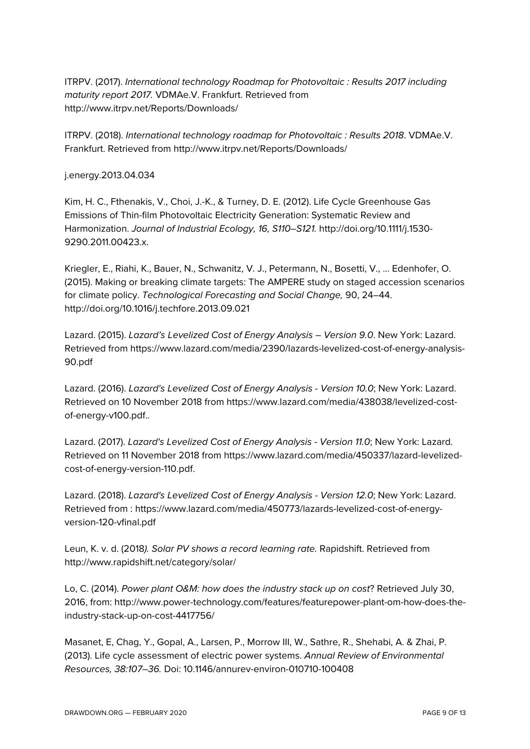ITRPV. (2017). *International technology Roadmap for Photovoltaic : Results 2017 including maturity report 2017.* VDMAe.V. Frankfurt. Retrieved from http://www.itrpv.net/Reports/Downloads/

ITRPV. (2018). *International technology roadmap for Photovoltaic : Results 2018*. VDMAe.V. Frankfurt. Retrieved from http://www.itrpv.net/Reports/Downloads/

j.energy.2013.04.034

Kim, H. C., Fthenakis, V., Choi, J.-K., & Turney, D. E. (2012). Life Cycle Greenhouse Gas Emissions of Thin-film Photovoltaic Electricity Generation: Systematic Review and Harmonization. *Journal of Industrial Ecology, 16, S110–S121.* http://doi.org/10.1111/j.1530-9290.2011.00423.x.

Kriegler, E., Riahi, K., Bauer, N., Schwanitz, V. J., Petermann, N., Bosetti, V., … Edenhofer, O. (2015). Making or breaking climate targets: The AMPERE study on staged accession scenarios for climate policy. *Technological Forecasting and Social Change,* 90, 24–44. http://doi.org/10.1016/j.techfore.2013.09.021

Lazard. (2015). *Lazard's Levelized Cost of Energy Analysis – Version 9.0*. New York: Lazard. Retrieved from https://www.lazard.com/media/2390/lazards-levelized-cost-of-energy-analysis-90.pdf

Lazard. (2016). *Lazard's Levelized Cost of Energy Analysis - Version 10.0*; New York: Lazard. Retrieved on 10 November 2018 from https://www.lazard.com/media/438038/levelized-cost-of-energy-v100.pdf..

Lazard. (2017). *Lazard's Levelized Cost of Energy Analysis - Version 11.0*; New York: Lazard. Retrieved on 11 November 2018 from https://www.lazard.com/media/450337/lazard-levelized-cost-of-energy-version-110.pdf.

Lazard. (2018). *Lazard's Levelized Cost of Energy Analysis - Version 12.0*; New York: Lazard. Retrieved from : https://www.lazard.com/media/450773/lazards-levelized-cost-of-energy-version-120-vfinal.pdf

Leun, K. v. d. (2018*). Solar PV shows a record learning rate.* Rapidshift. Retrieved from http://www.rapidshift.net/category/solar/

Lo, C. (2014). *Power plant O&M: how does the industry stack up on cost*? Retrieved July 30, 2016, from: http://www.power-technology.com/features/featurepower-plant-om-how-does-the-industry-stack-up-on-cost-4417756/

Masanet, E, Chag, Y., Gopal, A., Larsen, P., Morrow III, W., Sathre, R., Shehabi, A. & Zhai, P. (2013). Life cycle assessment of electric power systems. *Annual Review of Environmental Resources, 38:107–36.* Doi: 10.1146/annurev-environ-010710-100408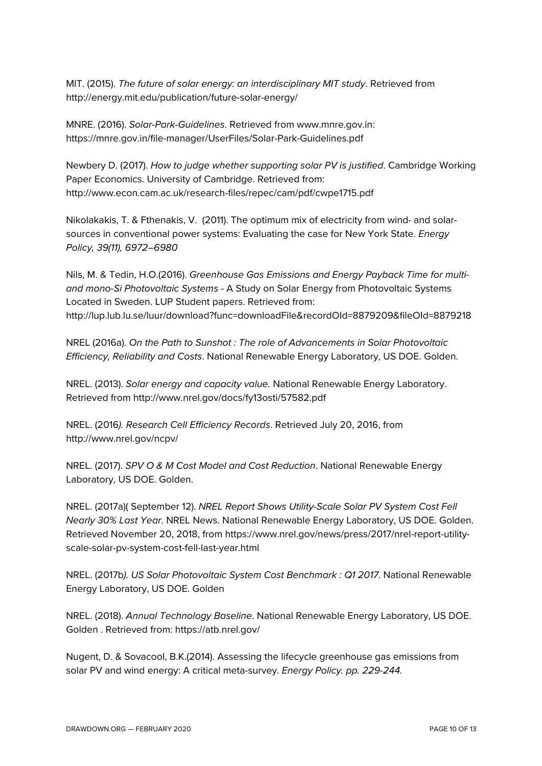MIT. (2015). *The future of solar energy: an interdisciplinary MIT study*. Retrieved from http://energy.mit.edu/publication/future-solar-energy/

MNRE. (2016). *Solar-Park-Guidelines*. Retrieved from www.mnre.gov.in: https://mnre.gov.in/file-manager/UserFiles/Solar-Park-Guidelines.pdf

Newbery D. (2017). *How to judge whether supporting solar PV is justified*. Cambridge Working Paper Economics. University of Cambridge. Retrieved from: http://www.econ.cam.ac.uk/research-files/repec/cam/pdf/cwpe1715.pdf

Nikolakakis, T. & Fthenakis, V. (2011). The optimum mix of electricity from wind- and solar-sources in conventional power systems: Evaluating the case for New York State. *Energy Policy, 39(11), 6972–6980*

Nils, M. & Tedin, H.O.(2016). *Greenhouse Gas Emissions and Energy Payback Time for multi- and mono-Si Photovoltaic Systems* - A Study on Solar Energy from Photovoltaic Systems Located in Sweden. LUP Student papers. Retrieved from: http://lup.lub.lu.se/luur/download?func=downloadFile&recordOId=8879209&fileOId=8879218

NREL (2016a). *On the Path to Sunshot : The role of Advancements in Solar Photovoltaic Efficiency, Reliability and Costs*. National Renewable Energy Laboratory, US DOE. Golden.

NREL. (2013). *Solar energy and capacity value.* National Renewable Energy Laboratory. Retrieved from http://www.nrel.gov/docs/fy13osti/57582.pdf

NREL. (2016*). Research Cell Efficiency Records*. Retrieved July 20, 2016, from http://www.nrel.gov/ncpv/

NREL. (2017). *SPV O & M Cost Model and Cost Reduction*. National Renewable Energy Laboratory, US DOE. Golden.

NREL. (2017a)( September 12). *NREL Report Shows Utility-Scale Solar PV System Cost Fell Nearly 30% Last Year*. NREL News. National Renewable Energy Laboratory, US DOE. Golden. Retrieved November 20, 2018, from https://www.nrel.gov/news/press/2017/nrel-report-utility-scale-solar-pv-system-cost-fell-last-year.html

NREL. (2017b*). US Solar Photovoltaic System Cost Benchmark : Q1 2017*. National Renewable Energy Laboratory, US DOE. Golden

NREL. (2018). *Annual Technology Baseline*. National Renewable Energy Laboratory, US DOE. Golden . Retrieved from: https://atb.nrel.gov/

Nugent, D. & Sovacool, B.K.(2014). Assessing the lifecycle greenhouse gas emissions from solar PV and wind energy: A critical meta-survey. *Energy Policy. pp. 229-244.*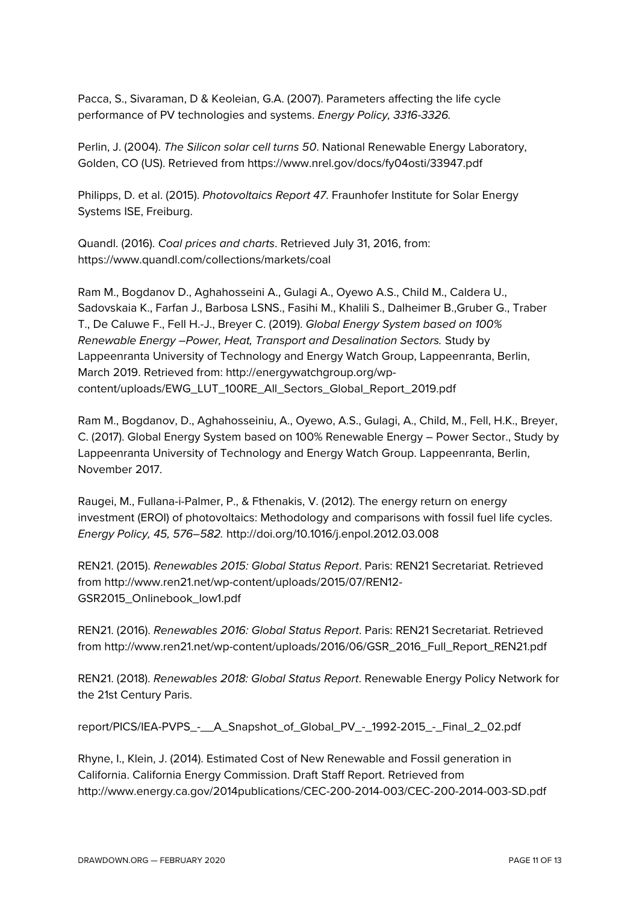Pacca, S., Sivaraman, D & Keoleian, G.A. (2007). Parameters affecting the life cycle performance of PV technologies and systems. *Energy Policy, 3316-3326.*

Perlin, J. (2004). *The Silicon solar cell turns 50*. National Renewable Energy Laboratory, Golden, CO (US). Retrieved from https://www.nrel.gov/docs/fy04osti/33947.pdf

Philipps, D. et al. (2015). *Photovoltaics Report 47*. Fraunhofer Institute for Solar Energy Systems ISE, Freiburg.

Quandl. (2016). *Coal prices and charts*. Retrieved July 31, 2016, from: https://www.quandl.com/collections/markets/coal

Ram M., Bogdanov D., Aghahosseini A., Gulagi A., Oyewo A.S., Child M., Caldera U., Sadovskaia K., Farfan J., Barbosa LSNS., Fasihi M., Khalili S., Dalheimer B.,Gruber G., Traber T., De Caluwe F., Fell H.-J., Breyer C. (2019). *Global Energy System based on 100% Renewable Energy –Power, Heat, Transport and Desalination Sectors.* Study by Lappeenranta University of Technology and Energy Watch Group, Lappeenranta, Berlin, March 2019. Retrieved from: http://energywatchgroup.org/wp-content/uploads/EWG_LUT_100RE_All_Sectors_Global_Report_2019.pdf

Ram M., Bogdanov, D., Aghahosseiniu, A., Oyewo, A.S., Gulagi, A., Child, M., Fell, H.K., Breyer, C. (2017). Global Energy System based on 100% Renewable Energy – Power Sector., Study by Lappeenranta University of Technology and Energy Watch Group. Lappeenranta, Berlin, November 2017.

Raugei, M., Fullana-i-Palmer, P., & Fthenakis, V. (2012). The energy return on energy investment (EROI) of photovoltaics: Methodology and comparisons with fossil fuel life cycles. *Energy Policy, 45, 576–582.* http://doi.org/10.1016/j.enpol.2012.03.008

REN21. (2015). *Renewables 2015: Global Status Report*. Paris: REN21 Secretariat. Retrieved from http://www.ren21.net/wp-content/uploads/2015/07/REN12-GSR2015_Onlinebook_low1.pdf

REN21. (2016). *Renewables 2016: Global Status Report*. Paris: REN21 Secretariat. Retrieved from http://www.ren21.net/wp-content/uploads/2016/06/GSR_2016_Full_Report_REN21.pdf

REN21. (2018). *Renewables 2018: Global Status Report*. Renewable Energy Policy Network for the 21st Century Paris.

report/PICS/IEA-PVPS_-__A_Snapshot_of_Global_PV_-_1992-2015_-_Final_2_02.pdf

Rhyne, I., Klein, J. (2014). Estimated Cost of New Renewable and Fossil generation in California. California Energy Commission. Draft Staff Report. Retrieved from http://www.energy.ca.gov/2014publications/CEC-200-2014-003/CEC-200-2014-003-SD.pdf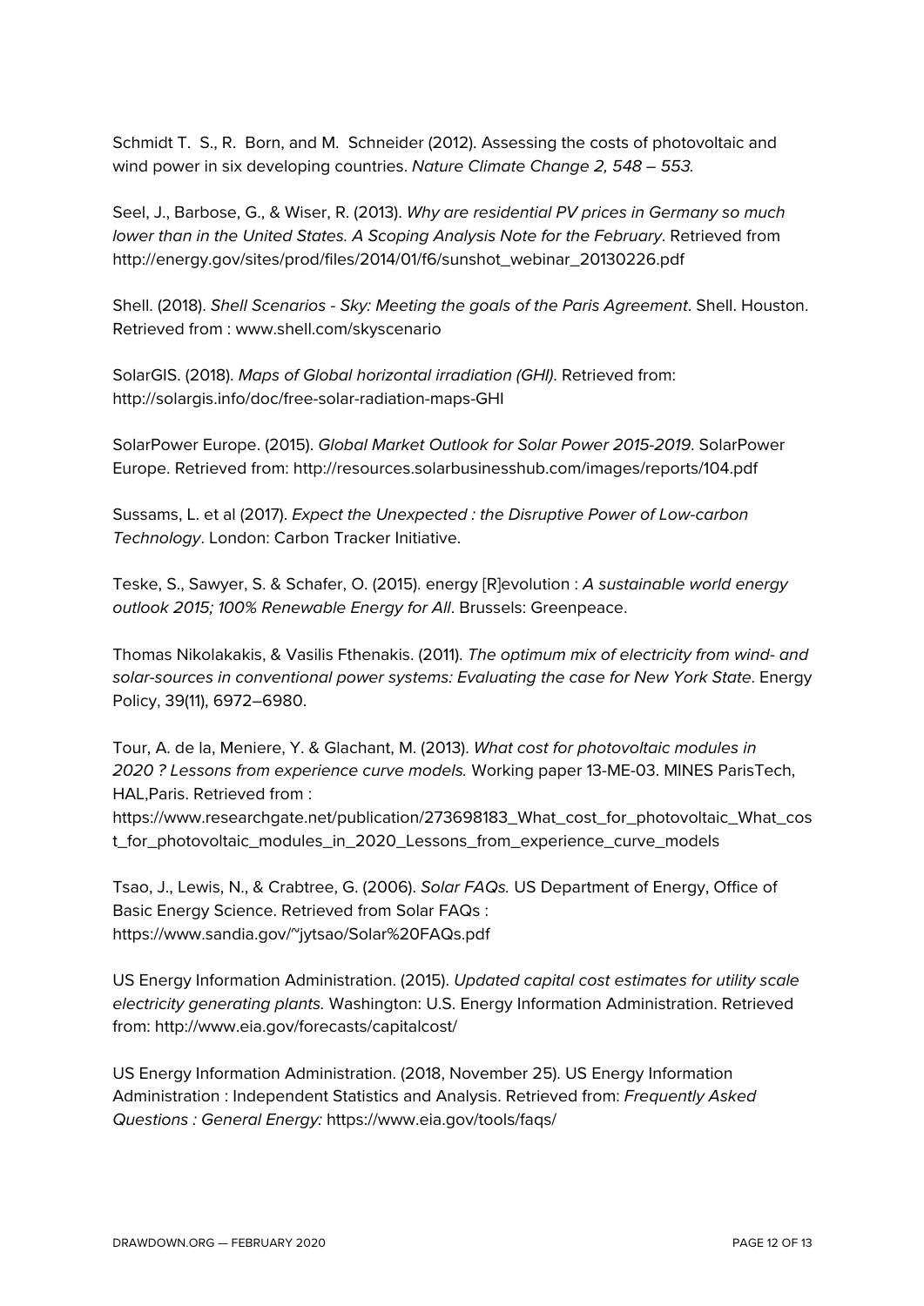Schmidt T. S., R. Born, and M. Schneider (2012). Assessing the costs of photovoltaic and wind power in six developing countries. *Nature Climate Change 2, 548 – 553.*

Seel, J., Barbose, G., & Wiser, R. (2013). *Why are residential PV prices in Germany so much lower than in the United States. A Scoping Analysis Note for the February*. Retrieved from http://energy.gov/sites/prod/files/2014/01/f6/sunshot_webinar_20130226.pdf

Shell. (2018). *Shell Scenarios - Sky: Meeting the goals of the Paris Agreement*. Shell. Houston. Retrieved from : www.shell.com/skyscenario

SolarGIS. (2018). *Maps of Global horizontal irradiation (GHI)*. Retrieved from: http://solargis.info/doc/free-solar-radiation-maps-GHI

SolarPower Europe. (2015). *Global Market Outlook for Solar Power 2015-2019*. SolarPower Europe. Retrieved from: http://resources.solarbusinesshub.com/images/reports/104.pdf

Sussams, L. et al (2017). *Expect the Unexpected : the Disruptive Power of Low-carbon Technology*. London: Carbon Tracker Initiative.

Teske, S., Sawyer, S. & Schafer, O. (2015). energy [R]evolution : *A sustainable world energy outlook 2015; 100% Renewable Energy for All*. Brussels: Greenpeace.

Thomas Nikolakakis, & Vasilis Fthenakis. (2011). *The optimum mix of electricity from wind- and solar-sources in conventional power systems: Evaluating the case for New York State*. Energy Policy, 39(11), 6972–6980.

Tour, A. de la, Meniere, Y. & Glachant, M. (2013). *What cost for photovoltaic modules in 2020 ? Lessons from experience curve models.* Working paper 13-ME-03. MINES ParisTech, HAL,Paris. Retrieved from : https://www.researchgate.net/publication/273698183_What_cost_for_photovoltaic_What_cost_for_photovoltaic_modules_in_2020_Lessons_from_experience_curve_models

Tsao, J., Lewis, N., & Crabtree, G. (2006). *Solar FAQs.* US Department of Energy, Office of Basic Energy Science. Retrieved from Solar FAQs : https://www.sandia.gov/~jytsao/Solar%20FAQs.pdf

US Energy Information Administration. (2015). *Updated capital cost estimates for utility scale electricity generating plants.* Washington: U.S. Energy Information Administration. Retrieved from: http://www.eia.gov/forecasts/capitalcost/

US Energy Information Administration. (2018, November 25). US Energy Information Administration : Independent Statistics and Analysis. Retrieved from: *Frequently Asked Questions : General Energy:* https://www.eia.gov/tools/faqs/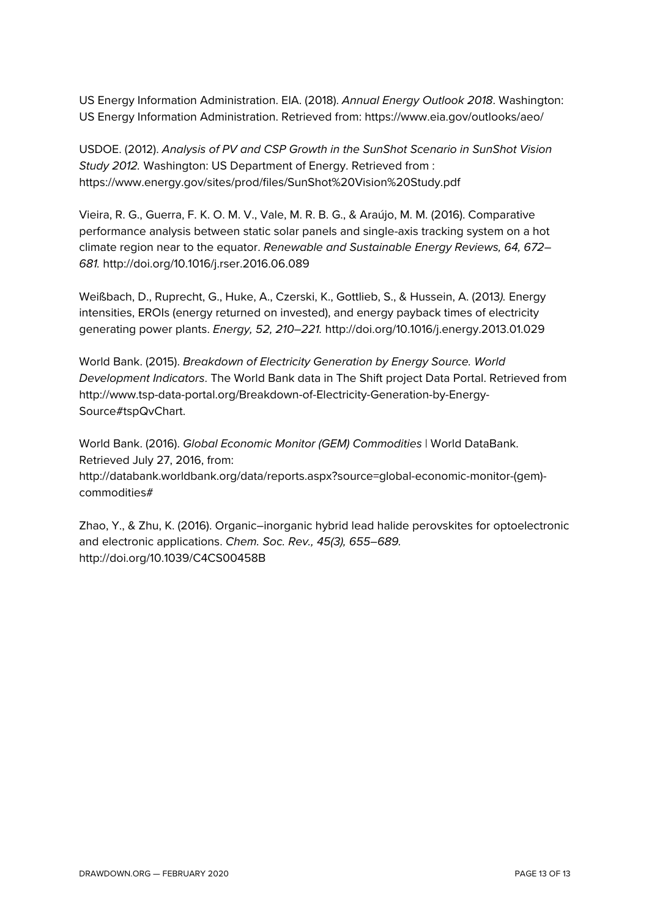US Energy Information Administration. EIA. (2018). *Annual Energy Outlook 2018*. Washington: US Energy Information Administration. Retrieved from: https://www.eia.gov/outlooks/aeo/

USDOE. (2012). *Analysis of PV and CSP Growth in the SunShot Scenario in SunShot Vision Study 2012.* Washington: US Department of Energy. Retrieved from : https://www.energy.gov/sites/prod/files/SunShot%20Vision%20Study.pdf

Vieira, R. G., Guerra, F. K. O. M. V., Vale, M. R. B. G., & Araújo, M. M. (2016). Comparative performance analysis between static solar panels and single-axis tracking system on a hot climate region near to the equator. *Renewable and Sustainable Energy Reviews, 64, 672–681.* http://doi.org/10.1016/j.rser.2016.06.089

Weißbach, D., Ruprecht, G., Huke, A., Czerski, K., Gottlieb, S., & Hussein, A. (2013*).* Energy intensities, EROIs (energy returned on invested), and energy payback times of electricity generating power plants. *Energy, 52, 210–221.* http://doi.org/10.1016/j.energy.2013.01.029

World Bank. (2015). *Breakdown of Electricity Generation by Energy Source. World Development Indicators*. The World Bank data in The Shift project Data Portal. Retrieved from http://www.tsp-data-portal.org/Breakdown-of-Electricity-Generation-by-Energy-Source#tspQvChart.

World Bank. (2016). *Global Economic Monitor (GEM) Commodities* | World DataBank. Retrieved July 27, 2016, from: http://databank.worldbank.org/data/reports.aspx?source=global-economic-monitor-(gem)-commodities#

Zhao, Y., & Zhu, K. (2016). Organic–inorganic hybrid lead halide perovskites for optoelectronic and electronic applications. *Chem. Soc. Rev., 45(3), 655–689.* http://doi.org/10.1039/C4CS00458B